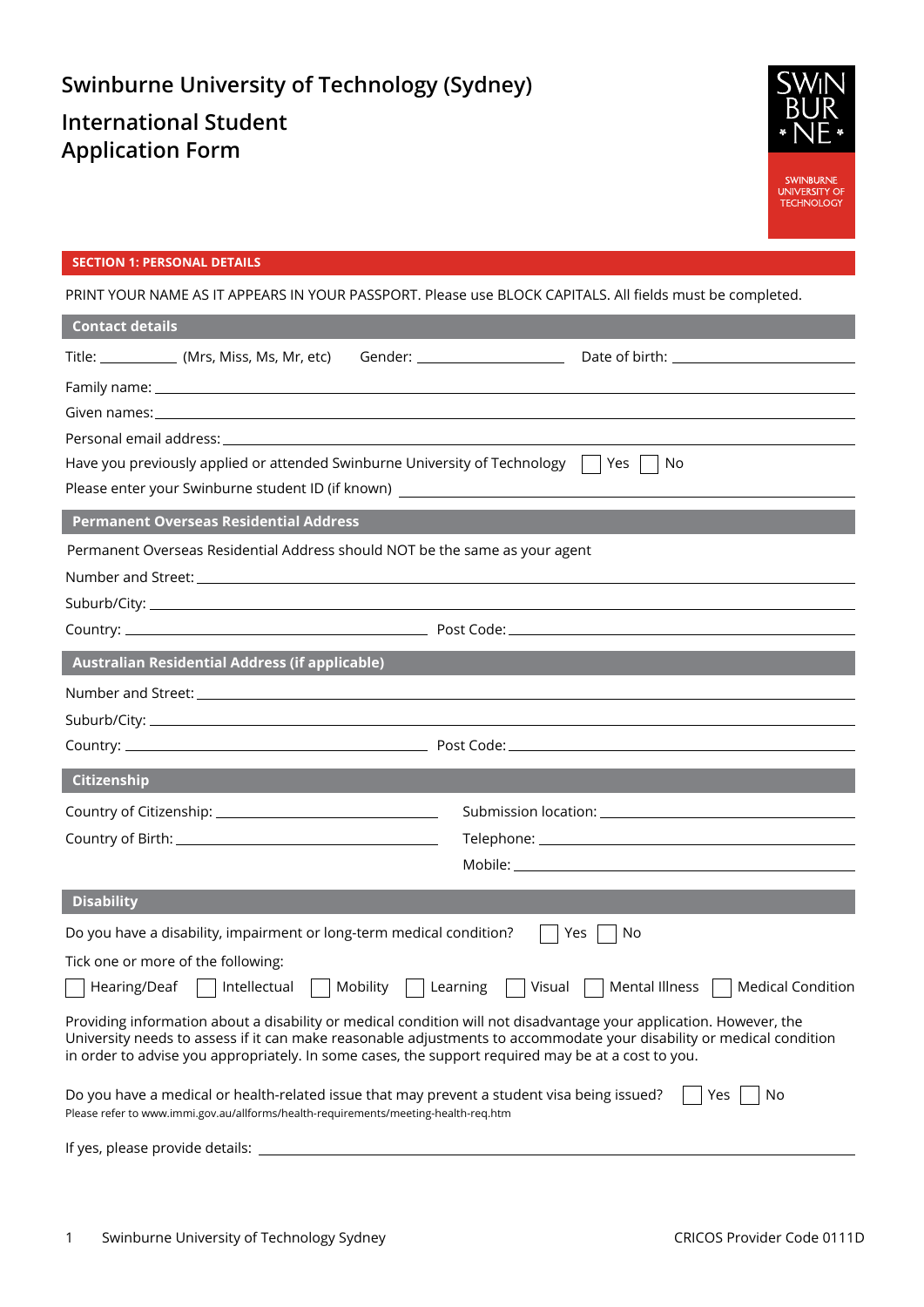# Swinburne University of Technology (Sydney)

## International Student Application Form

SWINBURNE UNIVERSITY OF TECHNOLOGY

**SECTION 1: PERSONAL DETAILS**

PRINT YOUR NAME AS IT APPEARS IN YOUR PASSPORT. Please use BLOCK CAPITALS. All fields must be completed.

### Contact details

Title: __________ (Mrs, Miss, Ms, Mr, etc) Gender: __________________ Date of birth: ____________________

Family name: ____________________________________________

Given names: ____________________________________________

Personal email address: ____________________________________________

Have you previously applied or attended Swinburne University of Technology ☐ Yes ☐ No

Please enter your Swinburne student ID (if known) ____________________________________________

### Permanent Overseas Residential Address

Permanent Overseas Residential Address should NOT be the same as your agent

Number and Street: ____________________________________________

Suburb/City: ____________________________________________

Country: ______________________ Post Code: ______________________

### Australian Residential Address (if applicable)

Number and Street: ____________________________________________

Suburb/City: ____________________________________________

Country: ______________________ Post Code: ______________________

### Citizenship

Country of Citizenship: ______________________

Country of Birth: ______________________

Submission location: ______________________

Telephone: ______________________

Mobile: ______________________

### Disability

Do you have a disability, impairment or long-term medical condition? ☐ Yes ☐ No

Tick one or more of the following:

☐ Hearing/Deaf ☐ Intellectual ☐ Mobility ☐ Learning ☐ Visual ☐ Mental Illness ☐ Medical Condition

Providing information about a disability or medical condition will not disadvantage your application. However, the University needs to assess if it can make reasonable adjustments to accommodate your disability or medical condition in order to advise you appropriately. In some cases, the support required may be at a cost to you.

Do you have a medical or health-related issue that may prevent a student visa being issued? ☐ Yes ☐ No

Please refer to www.immi.gov.au/allforms/health-requirements/meeting-health-req.htm

If yes, please provide details: ____________________________________________

Swinburne University of Technology Sydney CRICOS Provider Code 0111D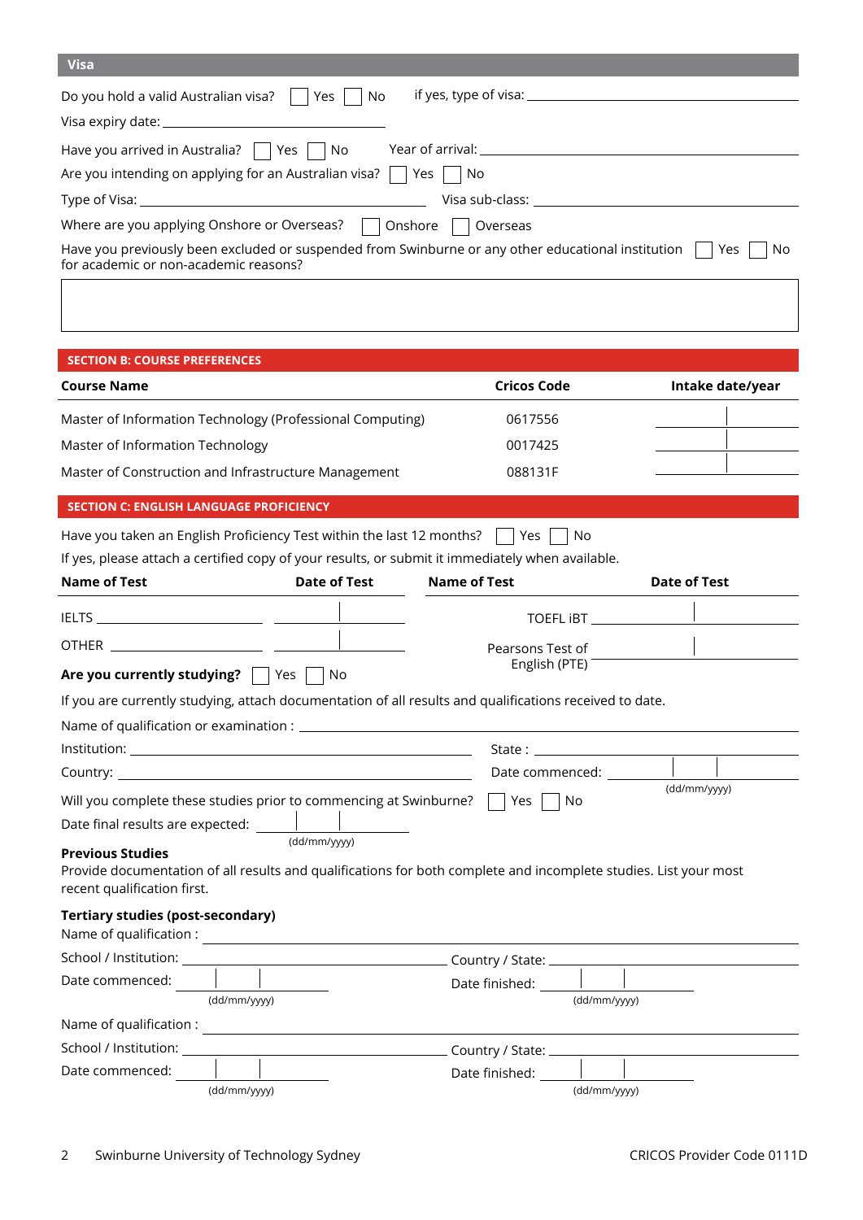## Visa

Do you hold a valid Australian visa? ☐ Yes ☐ No if yes, type of visa: \_\_\_\_\_\_\_\_\_\_\_\_\_\_\_\_

Visa expiry date: \_\_\_\_\_\_\_\_\_\_\_\_\_\_\_\_

Have you arrived in Australia? ☐ Yes ☐ No Year of arrival: \_\_\_\_\_\_\_\_\_\_\_\_\_\_\_\_

Are you intending on applying for an Australian visa? ☐ Yes ☐ No

Type of Visa: \_\_\_\_\_\_\_\_\_\_\_\_\_\_\_\_ Visa sub-class: \_\_\_\_\_\_\_\_\_\_\_\_\_\_\_\_

Where are you applying Onshore or Overseas? ☐ Onshore ☐ Overseas

Have you previously been excluded or suspended from Swinburne or any other educational institution for academic or non-academic reasons? ☐ Yes ☐ No

## SECTION B: COURSE PREFERENCES

| Course Name | Cricos Code | Intake date/year |
|---|---|---|
| Master of Information Technology (Professional Computing) | 0617556 | |
| Master of Information Technology | 0017425 | |
| Master of Construction and Infrastructure Management | 088131F | |

## SECTION C: ENGLISH LANGUAGE PROFICIENCY

Have you taken an English Proficiency Test within the last 12 months? ☐ Yes ☐ No

If yes, please attach a certified copy of your results, or submit it immediately when available.

| Name of Test | Date of Test | Name of Test | Date of Test |
|---|---|---|---|
| IELTS | | TOEFL iBT | |
| OTHER | | Pearsons Test of English (PTE) | |

**Are you currently studying?** ☐ Yes ☐ No

If you are currently studying, attach documentation of all results and qualifications received to date.

Name of qualification or examination : \_\_\_\_\_\_\_\_\_\_\_\_\_\_\_\_

Institution: \_\_\_\_\_\_\_\_\_\_\_\_\_\_\_\_ State : \_\_\_\_\_\_\_\_\_\_\_\_\_\_\_\_

Country: \_\_\_\_\_\_\_\_\_\_\_\_\_\_\_\_ Date commenced: \_\_\_\_\_\_\_\_ (dd/mm/yyyy)

Will you complete these studies prior to commencing at Swinburne? ☐ Yes ☐ No

Date final results are expected: \_\_\_\_\_\_\_\_ (dd/mm/yyyy)

**Previous Studies**

Provide documentation of all results and qualifications for both complete and incomplete studies. List your most recent qualification first.

**Tertiary studies (post-secondary)**

Name of qualification : \_\_\_\_\_\_\_\_\_\_\_\_\_\_\_\_

School / Institution: \_\_\_\_\_\_\_\_\_\_\_\_\_\_\_\_ Country / State: \_\_\_\_\_\_\_\_\_\_\_\_\_\_\_\_

Date commenced: \_\_\_\_\_\_\_\_ (dd/mm/yyyy) Date finished: \_\_\_\_\_\_\_\_ (dd/mm/yyyy)

Name of qualification : \_\_\_\_\_\_\_\_\_\_\_\_\_\_\_\_

School / Institution: \_\_\_\_\_\_\_\_\_\_\_\_\_\_\_\_ Country / State: \_\_\_\_\_\_\_\_\_\_\_\_\_\_\_\_

Date commenced: \_\_\_\_\_\_\_\_ (dd/mm/yyyy) Date finished: \_\_\_\_\_\_\_\_ (dd/mm/yyyy)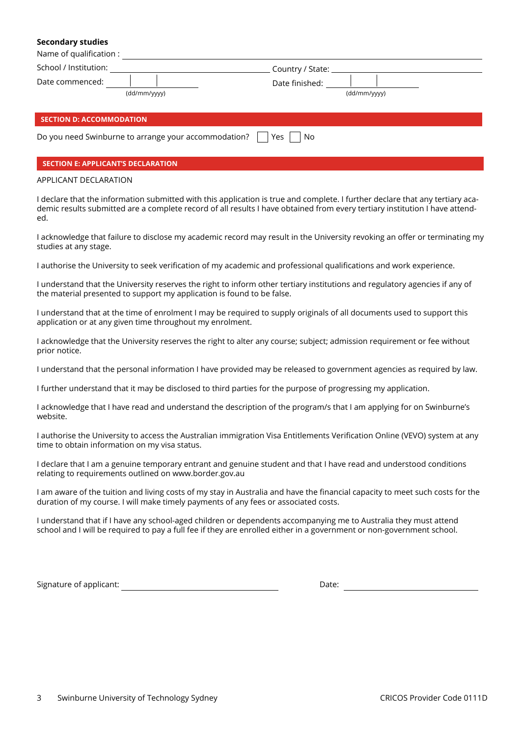**Secondary studies**

Name of qualification : ______________________________

School / Institution: ______________________________ Country / State: ______________________________

Date commenced: ____ | ____ | ____ (dd/mm/yyyy) Date finished: ____ | ____ | ____ (dd/mm/yyyy)

## SECTION D: ACCOMMODATION

Do you need Swinburne to arrange your accommodation? ☐ Yes ☐ No

## SECTION E: APPLICANT'S DECLARATION

APPLICANT DECLARATION

I declare that the information submitted with this application is true and complete. I further declare that any tertiary academic results submitted are a complete record of all results I have obtained from every tertiary institution I have attended.

I acknowledge that failure to disclose my academic record may result in the University revoking an offer or terminating my studies at any stage.

I authorise the University to seek verification of my academic and professional qualifications and work experience.

I understand that the University reserves the right to inform other tertiary institutions and regulatory agencies if any of the material presented to support my application is found to be false.

I understand that at the time of enrolment I may be required to supply originals of all documents used to support this application or at any given time throughout my enrolment.

I acknowledge that the University reserves the right to alter any course; subject; admission requirement or fee without prior notice.

I understand that the personal information I have provided may be released to government agencies as required by law.

I further understand that it may be disclosed to third parties for the purpose of progressing my application.

I acknowledge that I have read and understand the description of the program/s that I am applying for on Swinburne's website.

I authorise the University to access the Australian immigration Visa Entitlements Verification Online (VEVO) system at any time to obtain information on my visa status.

I declare that I am a genuine temporary entrant and genuine student and that I have read and understood conditions relating to requirements outlined on www.border.gov.au

I am aware of the tuition and living costs of my stay in Australia and have the financial capacity to meet such costs for the duration of my course. I will make timely payments of any fees or associated costs.

I understand that if I have any school-aged children or dependents accompanying me to Australia they must attend school and I will be required to pay a full fee if they are enrolled either in a government or non-government school.

Signature of applicant: ______________________________ Date: ______________________________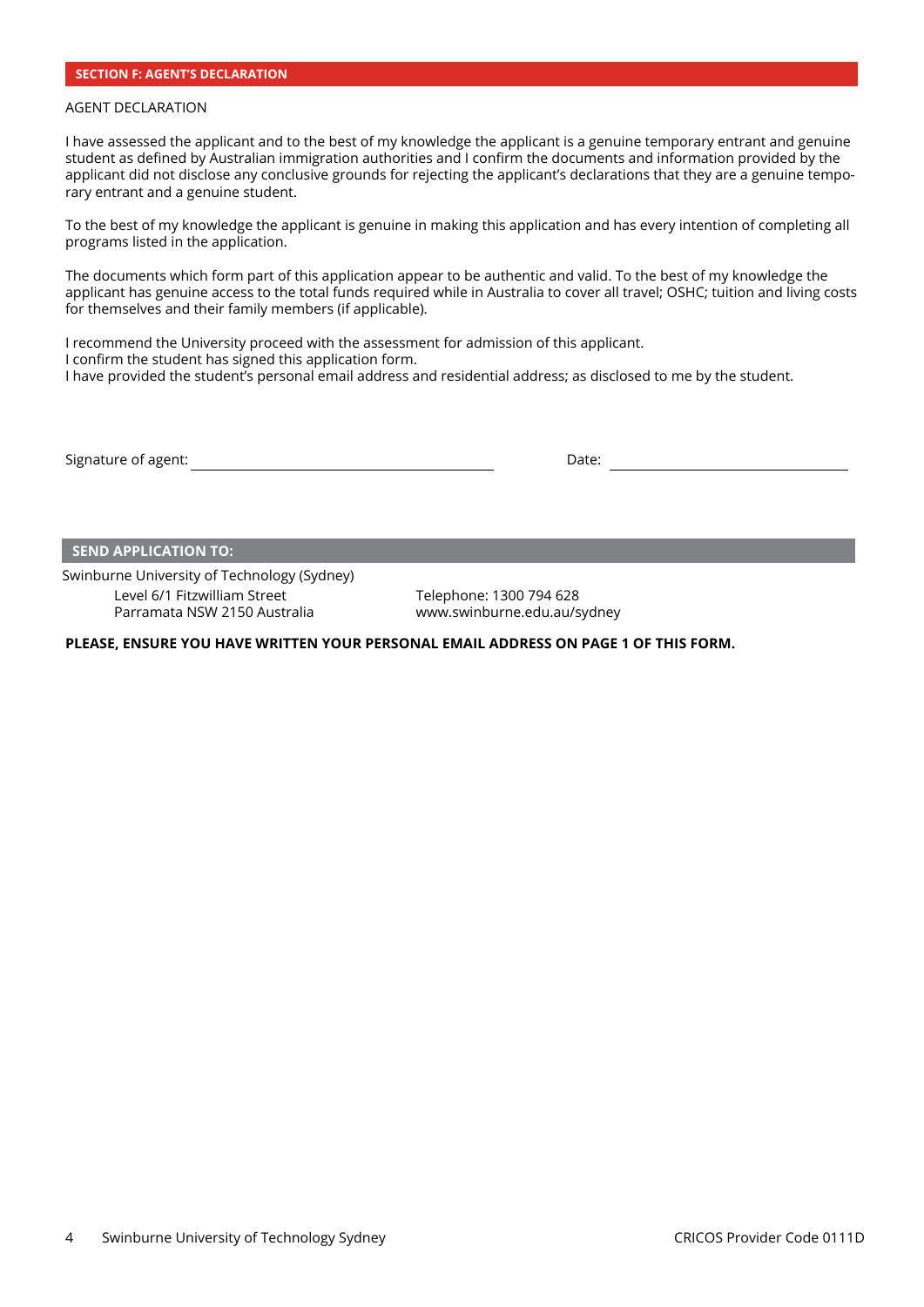## SECTION F: AGENT'S DECLARATION

AGENT DECLARATION

I have assessed the applicant and to the best of my knowledge the applicant is a genuine temporary entrant and genuine student as defined by Australian immigration authorities and I confirm the documents and information provided by the applicant did not disclose any conclusive grounds for rejecting the applicant's declarations that they are a genuine temporary entrant and a genuine student.

To the best of my knowledge the applicant is genuine in making this application and has every intention of completing all programs listed in the application.

The documents which form part of this application appear to be authentic and valid. To the best of my knowledge the applicant has genuine access to the total funds required while in Australia to cover all travel; OSHC; tuition and living costs for themselves and their family members (if applicable).

I recommend the University proceed with the assessment for admission of this applicant.
I confirm the student has signed this application form.
I have provided the student's personal email address and residential address; as disclosed to me by the student.

Signature of agent: ______________________________ Date: ______________________

## SEND APPLICATION TO:

Swinburne University of Technology (Sydney)
Level 6/1 Fitzwilliam Street
Parramata NSW 2150 Australia

Telephone: 1300 794 628
www.swinburne.edu.au/sydney

**PLEASE, ENSURE YOU HAVE WRITTEN YOUR PERSONAL EMAIL ADDRESS ON PAGE 1 OF THIS FORM.**